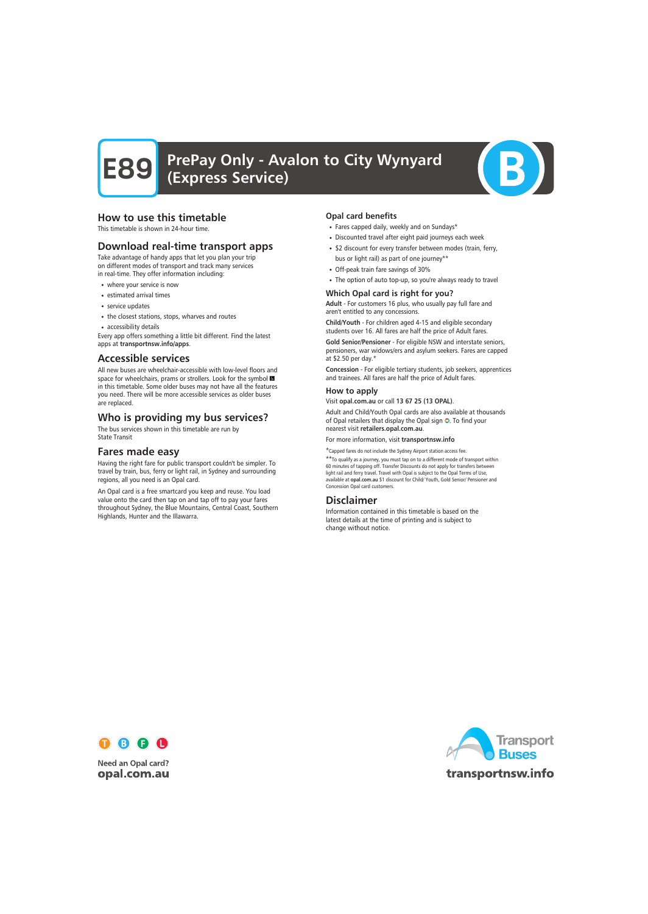# E89 PrePay Only - Avalon to City Wynyard (Express Service)

## How to use this timetable

This timetable is shown in 24-hour time.

## Download real-time transport apps

Take advantage of handy apps that let you plan your trip on different modes of transport and track many services in real-time. They offer information including:

- where your service is now
- estimated arrival times
- service updates
- the closest stations, stops, wharves and routes
- accessibility details

Every app offers something a little bit different. Find the latest apps at **transportnsw.info/apps**.

## Accessible services

All new buses are wheelchair-accessible with low-level floors and space for wheelchairs, prams or strollers. Look for the symbol ♿ in this timetable. Some older buses may not have all the features you need. There will be more accessible services as older buses are replaced.

## Who is providing my bus services?

The bus services shown in this timetable are run by State Transit

## Fares made easy

Having the right fare for public transport couldn't be simpler. To travel by train, bus, ferry or light rail, in Sydney and surrounding regions, all you need is an Opal card.

An Opal card is a free smartcard you keep and reuse. You load value onto the card then tap on and tap off to pay your fares throughout Sydney, the Blue Mountains, Central Coast, Southern Highlands, Hunter and the Illawarra.

### Opal card benefits

- Fares capped daily, weekly and on Sundays*
- Discounted travel after eight paid journeys each week
- $2 discount for every transfer between modes (train, ferry, bus or light rail) as part of one journey**
- Off-peak train fare savings of 30%
- The option of auto top-up, so you're always ready to travel

### Which Opal card is right for you?

**Adult** - For customers 16 plus, who usually pay full fare and aren't entitled to any concessions.

**Child/Youth** - For children aged 4-15 and eligible secondary students over 16. All fares are half the price of Adult fares.

**Gold Senior/Pensioner** - For eligible NSW and interstate seniors, pensioners, war widows/ers and asylum seekers. Fares are capped at $2.50 per day.*

**Concession** - For eligible tertiary students, job seekers, apprentices and trainees. All fares are half the price of Adult fares.

### How to apply

Visit **opal.com.au** or call **13 67 25 (13 OPAL)**.

Adult and Child/Youth Opal cards are also available at thousands of Opal retailers that display the Opal sign. To find your nearest visit **retailers.opal.com.au**.

For more information, visit **transportnsw.info**

*Capped fares do not include the Sydney Airport station access fee.

**To qualify as a journey, you must tap on to a different mode of transport within 60 minutes of tapping off. Transfer Discounts do not apply for transfers between light rail and ferry travel. Travel with Opal is subject to the Opal Terms of Use, available at **opal.com.au** $1 discount for Child/ Youth, Gold Senior/ Pensioner and Concession Opal card customers.

## Disclaimer

Information contained in this timetable is based on the latest details at the time of printing and is subject to change without notice.

Need an Opal card?
**opal.com.au**

Transport Buses
**transportnsw.info**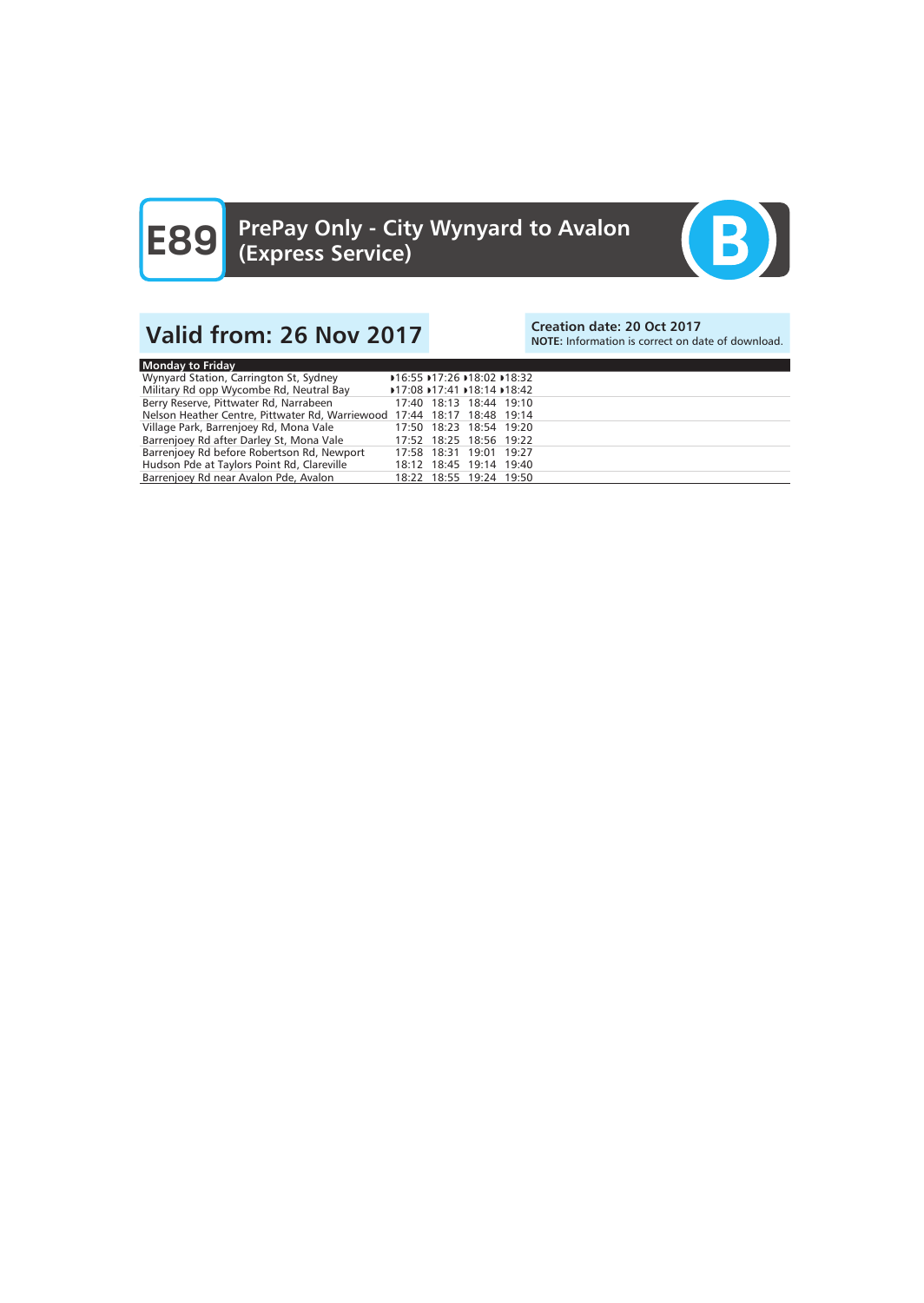# E89 PrePay Only - City Wynyard to Avalon (Express Service)

B

## Valid from: 26 Nov 2017

**Creation date: 20 Oct 2017**
**NOTE:** Information is correct on date of download.

| Monday to Friday | | | | |
|---|---|---|---|---|
| Wynyard Station, Carrington St, Sydney | ◗16:55 | ◗17:26 | ◗18:02 | ◗18:32 |
| Military Rd opp Wycombe Rd, Neutral Bay | ◗17:08 | ◗17:41 | ◗18:14 | ◗18:42 |
| Berry Reserve, Pittwater Rd, Narrabeen | 17:40 | 18:13 | 18:44 | 19:10 |
| Nelson Heather Centre, Pittwater Rd, Warriewood | 17:44 | 18:17 | 18:48 | 19:14 |
| Village Park, Barrenjoey Rd, Mona Vale | 17:50 | 18:23 | 18:54 | 19:20 |
| Barrenjoey Rd after Darley St, Mona Vale | 17:52 | 18:25 | 18:56 | 19:22 |
| Barrenjoey Rd before Robertson Rd, Newport | 17:58 | 18:31 | 19:01 | 19:27 |
| Hudson Pde at Taylors Point Rd, Clareville | 18:12 | 18:45 | 19:14 | 19:40 |
| Barrenjoey Rd near Avalon Pde, Avalon | 18:22 | 18:55 | 19:24 | 19:50 |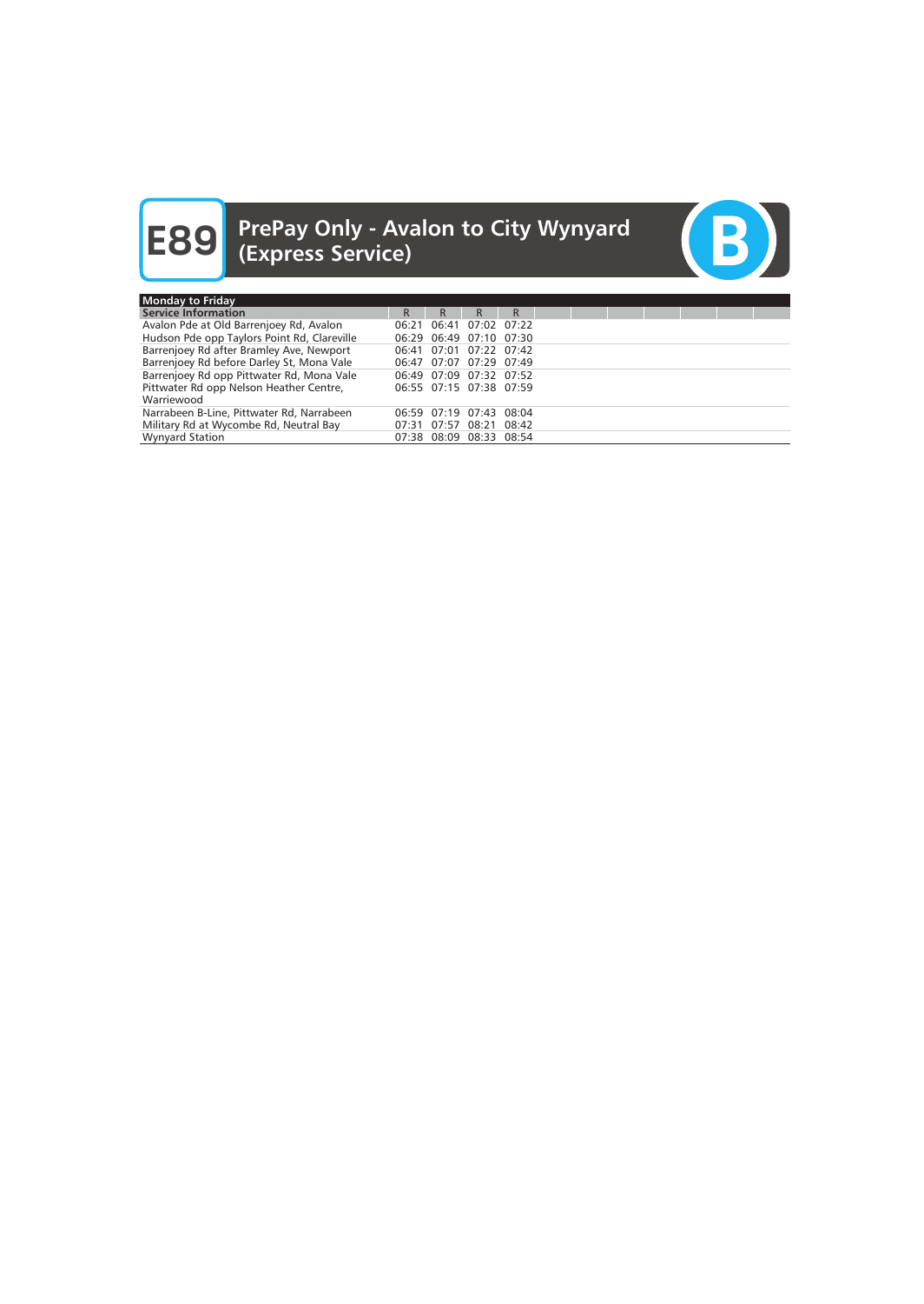# E89 PrePay Only - Avalon to City Wynyard (Express Service)

B

| Monday to Friday | | | | |
|---|---|---|---|---|
| Service Information | R | R | R | R |
| Avalon Pde at Old Barrenjoey Rd, Avalon | 06:21 | 06:41 | 07:02 | 07:22 |
| Hudson Pde opp Taylors Point Rd, Clareville | 06:29 | 06:49 | 07:10 | 07:30 |
| Barrenjoey Rd after Bramley Ave, Newport | 06:41 | 07:01 | 07:22 | 07:42 |
| Barrenjoey Rd before Darley St, Mona Vale | 06:47 | 07:07 | 07:29 | 07:49 |
| Barrenjoey Rd opp Pittwater Rd, Mona Vale | 06:49 | 07:09 | 07:32 | 07:52 |
| Pittwater Rd opp Nelson Heather Centre, Warriewood | 06:55 | 07:15 | 07:38 | 07:59 |
| Narrabeen B-Line, Pittwater Rd, Narrabeen | 06:59 | 07:19 | 07:43 | 08:04 |
| Military Rd at Wycombe Rd, Neutral Bay | 07:31 | 07:57 | 08:21 | 08:42 |
| Wynyard Station | 07:38 | 08:09 | 08:33 | 08:54 |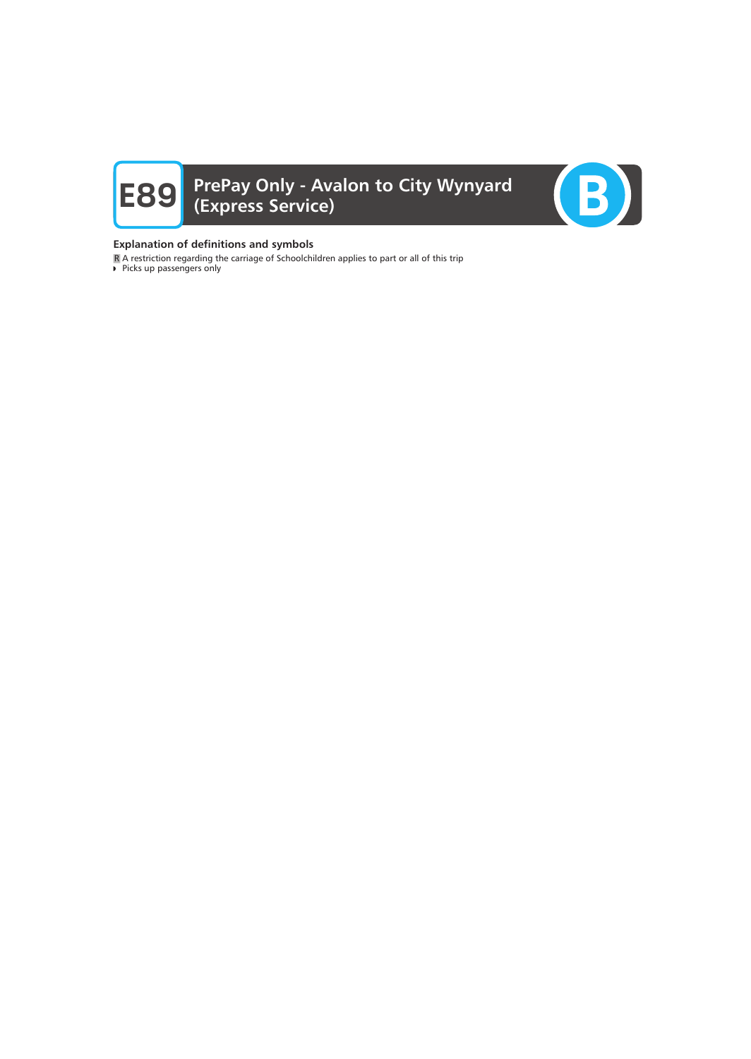# E89 PrePay Only - Avalon to City Wynyard (Express Service)

B

### Explanation of definitions and symbols

R A restriction regarding the carriage of Schoolchildren applies to part or all of this trip

◗ Picks up passengers only